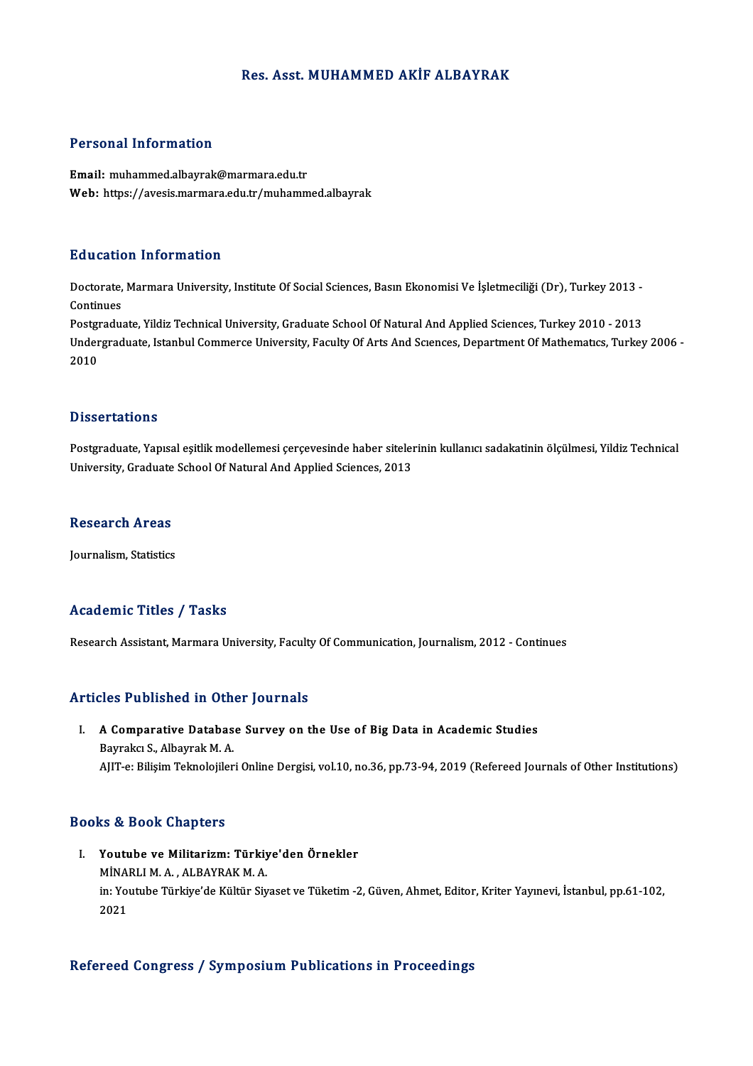# Res. Asst. MUHAMMED AKİF ALBAYRAK

## Personal Information

**Email:** muhammed.albayrak@marmara.edu.tr
**Web:** https://avesis.marmara.edu.tr/muhammed.albayrak

## Education Information

Doctorate, Marmara University, Institute Of Social Sciences, Basın Ekonomisi Ve İşletmeciliği (Dr), Turkey 2013 - Continues
Postgraduate, Yildiz Technical University, Graduate School Of Natural And Applied Sciences, Turkey 2010 - 2013
Undergraduate, Istanbul Commerce University, Faculty Of Arts And Scıences, Department Of Mathematıcs, Turkey 2006 - 2010

## Dissertations

Postgraduate, Yapısal eşitlik modellemesi çerçevesinde haber sitelerinin kullanıcı sadakatinin ölçülmesi, Yildiz Technical University, Graduate School Of Natural And Applied Sciences, 2013

## Research Areas

Journalism, Statistics

## Academic Titles / Tasks

Research Assistant, Marmara University, Faculty Of Communication, Journalism, 2012 - Continues

## Articles Published in Other Journals

I. **A Comparative Database Survey on the Use of Big Data in Academic Studies**
   Bayrakcı S., Albayrak M. A.
   AJIT-e: Bilişim Teknolojileri Online Dergisi, vol.10, no.36, pp.73-94, 2019 (Refereed Journals of Other Institutions)

## Books & Book Chapters

I. **Youtube ve Militarizm: Türkiye'den Örnekler**
   MİNARLI M. A. , ALBAYRAK M. A.
   in: Youtube Türkiye'de Kültür Siyaset ve Tüketim -2, Güven, Ahmet, Editor, Kriter Yayınevi, İstanbul, pp.61-102, 2021

## Refereed Congress / Symposium Publications in Proceedings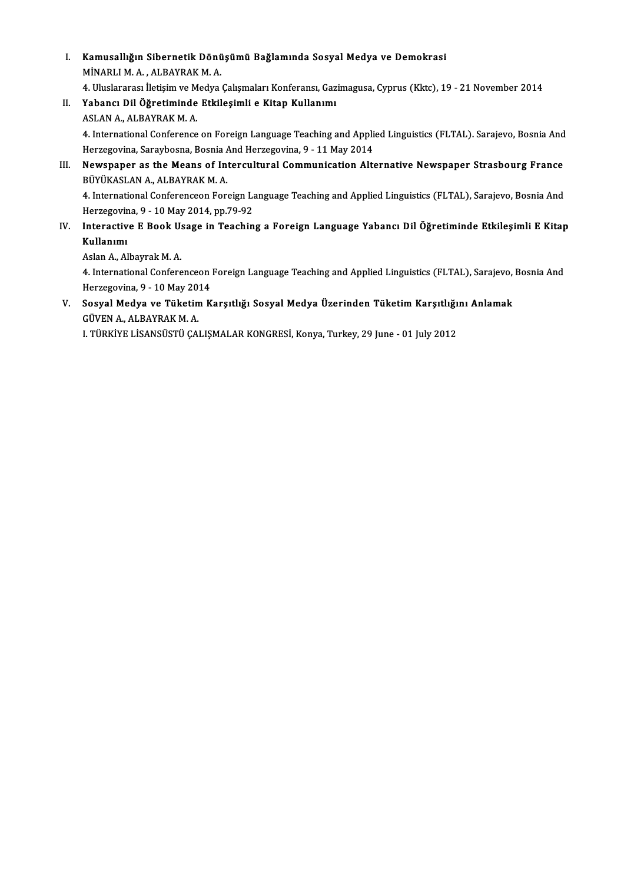I. **Kamusallığın Sibernetik Dönüşümü Bağlamında Sosyal Medya ve Demokrasi**
   MİNARLI M. A. , ALBAYRAK M. A.
   4. Uluslararası İletişim ve Medya Çalışmaları Konferansı, Gazimagusa, Cyprus (Kktc), 19 - 21 November 2014

II. **Yabancı Dil Öğretiminde Etkileşimli e Kitap Kullanımı**
   ASLAN A., ALBAYRAK M. A.
   4. International Conference on Foreign Language Teaching and Applied Linguistics (FLTAL). Sarajevo, Bosnia And Herzegovina, Saraybosna, Bosnia And Herzegovina, 9 - 11 May 2014

III. **Newspaper as the Means of Intercultural Communication Alternative Newspaper Strasbourg France**
   BÜYÜKASLAN A., ALBAYRAK M. A.
   4. International Conferenceon Foreign Language Teaching and Applied Linguistics (FLTAL), Sarajevo, Bosnia And Herzegovina, 9 - 10 May 2014, pp.79-92

IV. **Interactive E Book Usage in Teaching a Foreign Language Yabancı Dil Öğretiminde Etkileşimli E Kitap Kullanımı**
   Aslan A., Albayrak M. A.
   4. International Conferenceon Foreign Language Teaching and Applied Linguistics (FLTAL), Sarajevo, Bosnia And Herzegovina, 9 - 10 May 2014

V. **Sosyal Medya ve Tüketim Karşıtlığı Sosyal Medya Üzerinden Tüketim Karşıtlığını Anlamak**
   GÜVEN A., ALBAYRAK M. A.
   I. TÜRKİYE LİSANSÜSTÜ ÇALIŞMALAR KONGRESİ, Konya, Turkey, 29 June - 01 July 2012